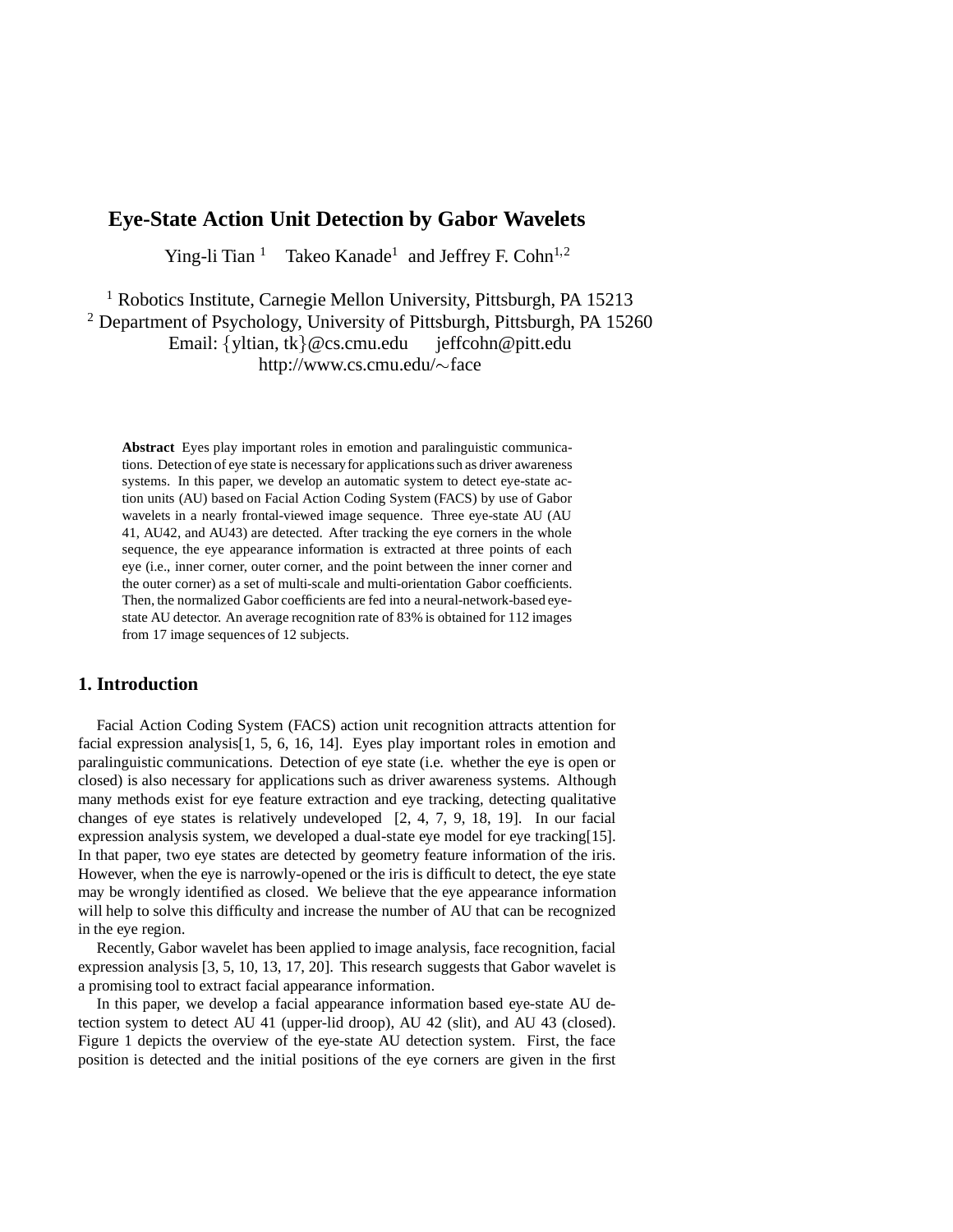# Eye-State Action Unit Detection by Gabor Wavelets

Ying-li Tian [1] Takeo Kanade[1] and Jeffrey F. Cohn[1,2]

[1] Robotics Institute, Carnegie Mellon University, Pittsburgh, PA 15213
[2] Department of Psychology, University of Pittsburgh, Pittsburgh, PA 15260
Email: {yltian, tk}@cs.cmu.edu jeffcohn@pitt.edu
http://www.cs.cmu.edu/∼face

**Abstract** Eyes play important roles in emotion and paralinguistic communications. Detection of eye state is necessary for applications such as driver awareness systems. In this paper, we develop an automatic system to detect eye-state action units (AU) based on Facial Action Coding System (FACS) by use of Gabor wavelets in a nearly frontal-viewed image sequence. Three eye-state AU (AU 41, AU42, and AU43) are detected. After tracking the eye corners in the whole sequence, the eye appearance information is extracted at three points of each eye (i.e., inner corner, outer corner, and the point between the inner corner and the outer corner) as a set of multi-scale and multi-orientation Gabor coefficients. Then, the normalized Gabor coefficients are fed into a neural-network-based eye-state AU detector. An average recognition rate of 83% is obtained for 112 images from 17 image sequences of 12 subjects.

## 1. Introduction

Facial Action Coding System (FACS) action unit recognition attracts attention for facial expression analysis[1, 5, 6, 16, 14]. Eyes play important roles in emotion and paralinguistic communications. Detection of eye state (i.e. whether the eye is open or closed) is also necessary for applications such as driver awareness systems. Although many methods exist for eye feature extraction and eye tracking, detecting qualitative changes of eye states is relatively undeveloped [2, 4, 7, 9, 18, 19]. In our facial expression analysis system, we developed a dual-state eye model for eye tracking[15]. In that paper, two eye states are detected by geometry feature information of the iris. However, when the eye is narrowly-opened or the iris is difficult to detect, the eye state may be wrongly identified as closed. We believe that the eye appearance information will help to solve this difficulty and increase the number of AU that can be recognized in the eye region.

Recently, Gabor wavelet has been applied to image analysis, face recognition, facial expression analysis [3, 5, 10, 13, 17, 20]. This research suggests that Gabor wavelet is a promising tool to extract facial appearance information.

In this paper, we develop a facial appearance information based eye-state AU detection system to detect AU 41 (upper-lid droop), AU 42 (slit), and AU 43 (closed). Figure 1 depicts the overview of the eye-state AU detection system. First, the face position is detected and the initial positions of the eye corners are given in the first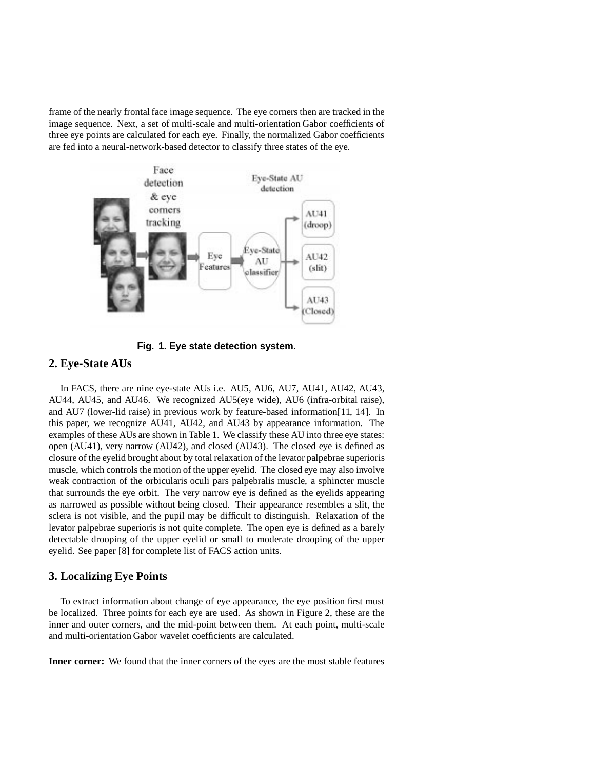frame of the nearly frontal face image sequence. The eye corners then are tracked in the image sequence. Next, a set of multi-scale and multi-orientation Gabor coefficients of three eye points are calculated for each eye. Finally, the normalized Gabor coefficients are fed into a neural-network-based detector to classify three states of the eye.

Face detection & eye corners tracking

Eye Features

Eye-State AU classifier

Eye-State AU detection

AU41 (droop)

AU42 (slit)

AU43 (Closed)

**Fig. 1. Eye state detection system.**

## 2. Eye-State AUs

In FACS, there are nine eye-state AUs i.e. AU5, AU6, AU7, AU41, AU42, AU43, AU44, AU45, and AU46. We recognized AU5(eye wide), AU6 (infra-orbital raise), and AU7 (lower-lid raise) in previous work by feature-based information[11, 14]. In this paper, we recognize AU41, AU42, and AU43 by appearance information. The examples of these AUs are shown in Table 1. We classify these AU into three eye states: open (AU41), very narrow (AU42), and closed (AU43). The closed eye is defined as closure of the eyelid brought about by total relaxation of the levator palpebrae superioris muscle, which controls the motion of the upper eyelid. The closed eye may also involve weak contraction of the orbicularis oculi pars palpebralis muscle, a sphincter muscle that surrounds the eye orbit. The very narrow eye is defined as the eyelids appearing as narrowed as possible without being closed. Their appearance resembles a slit, the sclera is not visible, and the pupil may be difficult to distinguish. Relaxation of the levator palpebrae superioris is not quite complete. The open eye is defined as a barely detectable drooping of the upper eyelid or small to moderate drooping of the upper eyelid. See paper [8] for complete list of FACS action units.

## 3. Localizing Eye Points

To extract information about change of eye appearance, the eye position first must be localized. Three points for each eye are used. As shown in Figure 2, these are the inner and outer corners, and the mid-point between them. At each point, multi-scale and multi-orientation Gabor wavelet coefficients are calculated.

**Inner corner:** We found that the inner corners of the eyes are the most stable features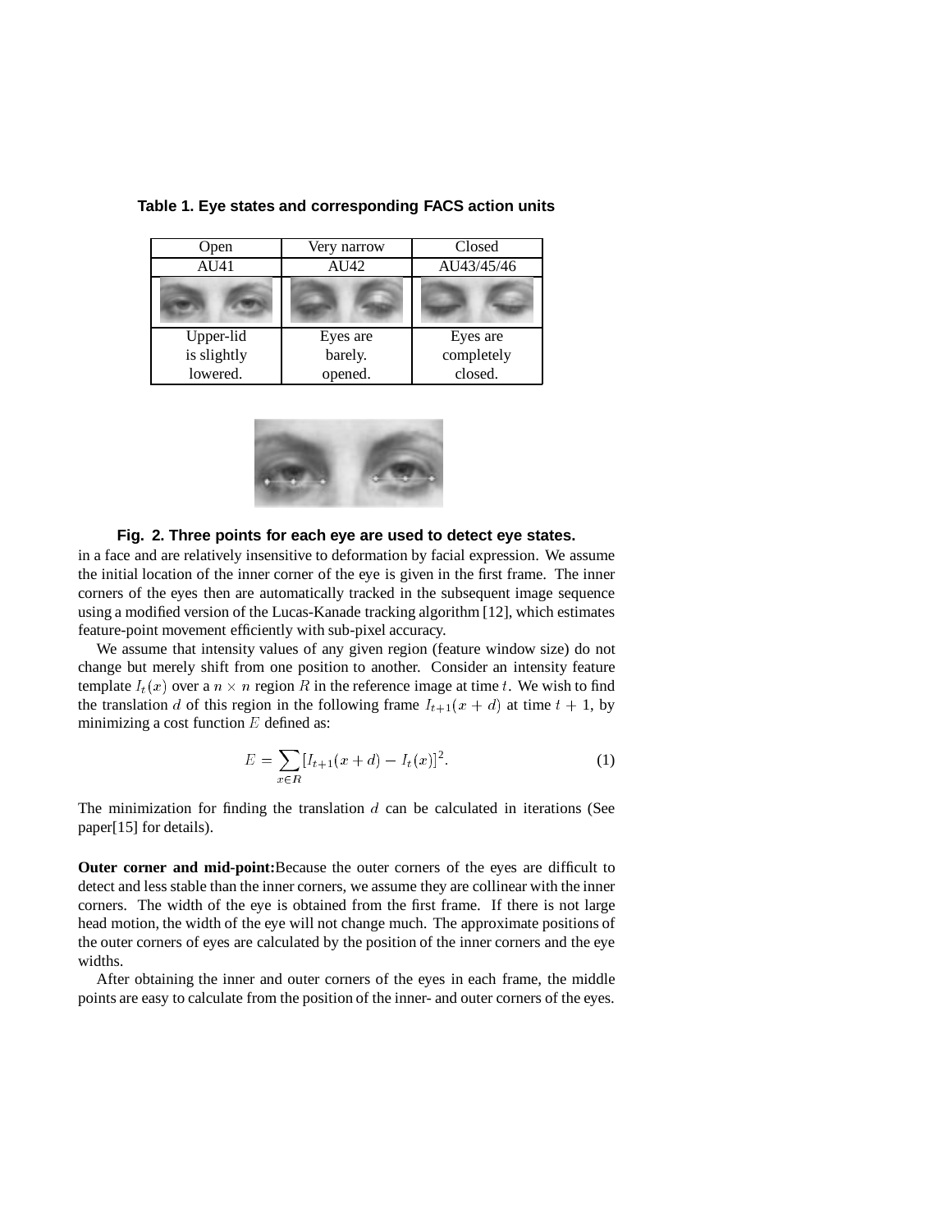**Table 1. Eye states and corresponding FACS action units**

| Open | Very narrow | Closed |
|---|---|---|
| AU41 | AU42 | AU43/45/46 |
| | | |
| Upper-lid is slightly lowered. | Eyes are barely. opened. | Eyes are completely closed. |

**Fig. 2. Three points for each eye are used to detect eye states.**

in a face and are relatively insensitive to deformation by facial expression. We assume the initial location of the inner corner of the eye is given in the first frame. The inner corners of the eyes then are automatically tracked in the subsequent image sequence using a modified version of the Lucas-Kanade tracking algorithm [12], which estimates feature-point movement efficiently with sub-pixel accuracy.

We assume that intensity values of any given region (feature window size) do not change but merely shift from one position to another. Consider an intensity feature template $I_t(x)$ over a $n \times n$ region $R$ in the reference image at time $t$. We wish to find the translation $d$ of this region in the following frame $I_{t+1}(x + d)$ at time $t + 1$, by minimizing a cost function $E$ defined as:

$$E = \sum_{x \in R} [I_{t+1}(x + d) - I_t(x)]^2. \tag{1}$$

The minimization for finding the translation $d$ can be calculated in iterations (See paper[15] for details).

**Outer corner and mid-point:**Because the outer corners of the eyes are difficult to detect and less stable than the inner corners, we assume they are collinear with the inner corners. The width of the eye is obtained from the first frame. If there is not large head motion, the width of the eye will not change much. The approximate positions of the outer corners of eyes are calculated by the position of the inner corners and the eye widths.

After obtaining the inner and outer corners of the eyes in each frame, the middle points are easy to calculate from the position of the inner- and outer corners of the eyes.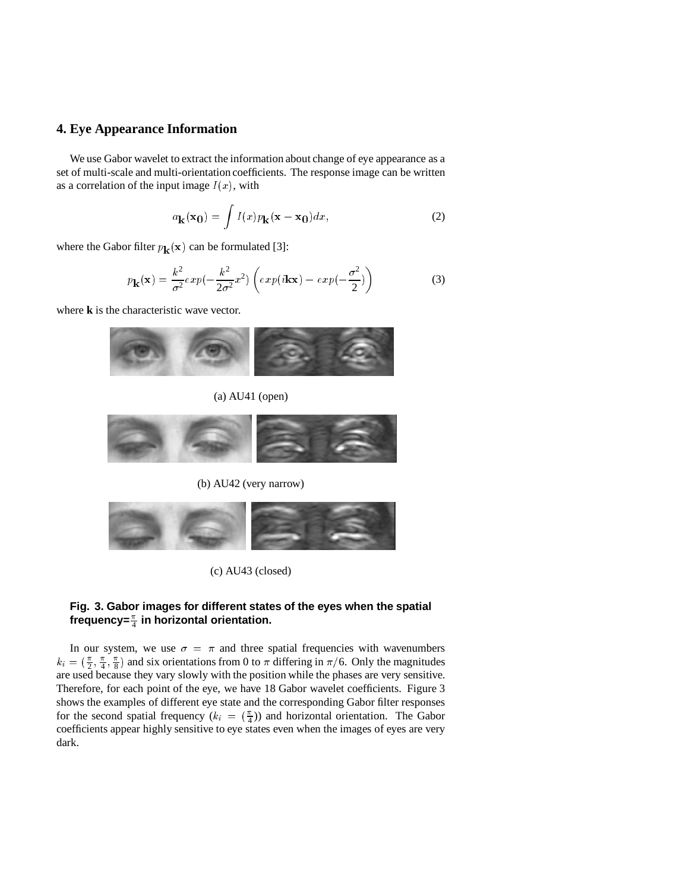## 4. Eye Appearance Information

We use Gabor wavelet to extract the information about change of eye appearance as a set of multi-scale and multi-orientation coefficients. The response image can be written as a correlation of the input image $I(x)$, with

$$a_{\mathbf{k}}(\mathbf{x_0}) = \int I(x) p_{\mathbf{k}}(\mathbf{x} - \mathbf{x_0}) dx, \tag{2}$$

where the Gabor filter $p_{\mathbf{k}}(\mathbf{x})$ can be formulated [3]:

$$p_{\mathbf{k}}(\mathbf{x}) = \frac{k^2}{\sigma^2} exp(-\frac{k^2}{2\sigma^2} x^2) \left( exp(i\mathbf{k}\mathbf{x}) - exp(-\frac{\sigma^2}{2}) \right) \tag{3}$$

where **k** is the characteristic wave vector.

(a) AU41 (open)

(b) AU42 (very narrow)

(c) AU43 (closed)

**Fig. 3. Gabor images for different states of the eyes when the spatial frequency=$\frac{\pi}{4}$ in horizontal orientation.**

In our system, we use $\sigma = \pi$ and three spatial frequencies with wavenumbers $k_i = (\frac{\pi}{2}, \frac{\pi}{4}, \frac{\pi}{8})$ and six orientations from 0 to $\pi$ differing in $\pi/6$. Only the magnitudes are used because they vary slowly with the position while the phases are very sensitive. Therefore, for each point of the eye, we have 18 Gabor wavelet coefficients. Figure 3 shows the examples of different eye state and the corresponding Gabor filter responses for the second spatial frequency ($k_i = (\frac{\pi}{4})$) and horizontal orientation. The Gabor coefficients appear highly sensitive to eye states even when the images of eyes are very dark.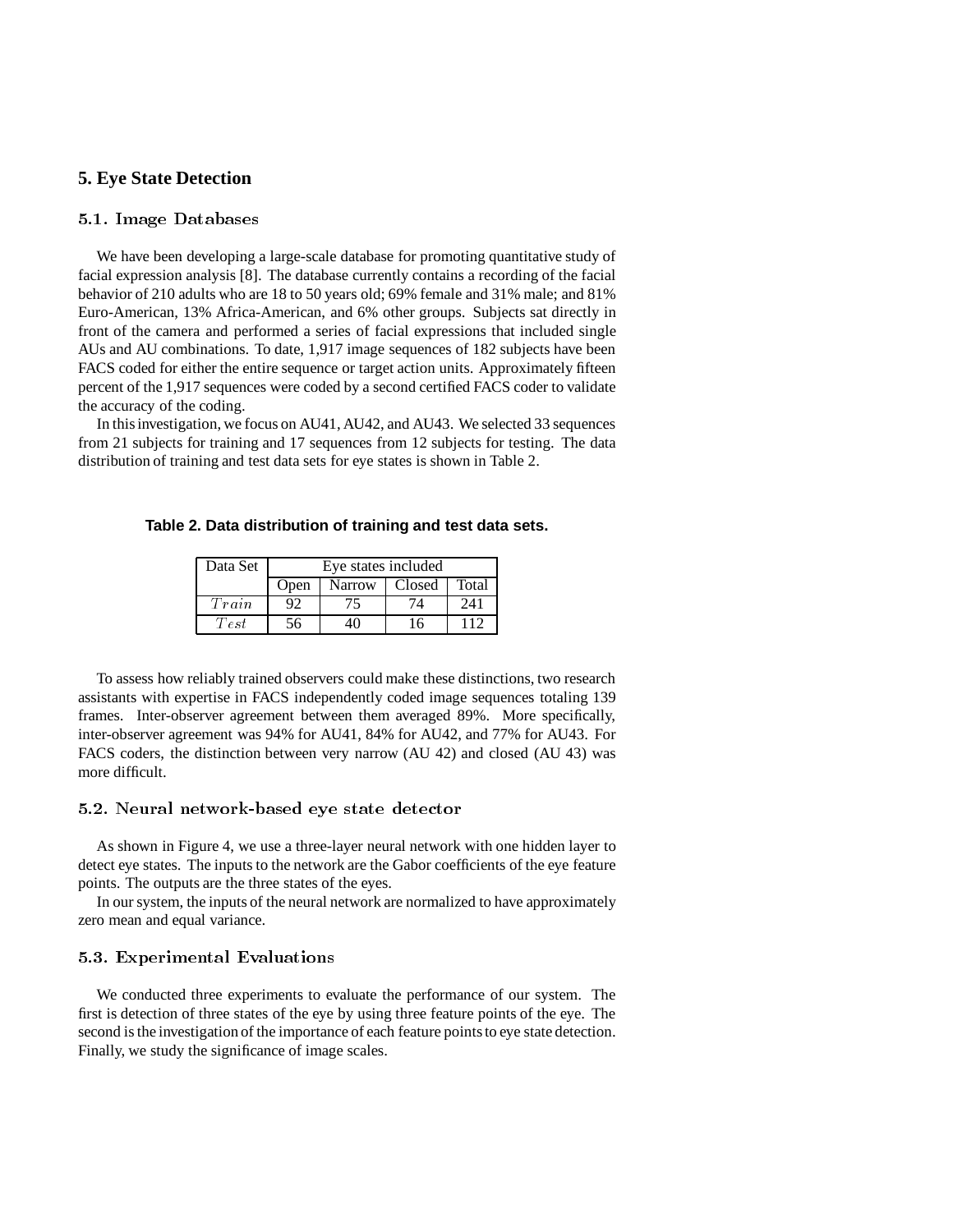## 5. Eye State Detection

### 5.1. Image Databases

We have been developing a large-scale database for promoting quantitative study of facial expression analysis [8]. The database currently contains a recording of the facial behavior of 210 adults who are 18 to 50 years old; 69% female and 31% male; and 81% Euro-American, 13% Africa-American, and 6% other groups. Subjects sat directly in front of the camera and performed a series of facial expressions that included single AUs and AU combinations. To date, 1,917 image sequences of 182 subjects have been FACS coded for either the entire sequence or target action units. Approximately fifteen percent of the 1,917 sequences were coded by a second certified FACS coder to validate the accuracy of the coding.

In this investigation, we focus on AU41, AU42, and AU43. We selected 33 sequences from 21 subjects for training and 17 sequences from 12 subjects for testing. The data distribution of training and test data sets for eye states is shown in Table 2.

**Table 2. Data distribution of training and test data sets.**

| Data Set | Eye states included | | | |
|---|---|---|---|---|
| | Open | Narrow | Closed | Total |
| $Train$ | 92 | 75 | 74 | 241 |
| $Test$ | 56 | 40 | 16 | 112 |

To assess how reliably trained observers could make these distinctions, two research assistants with expertise in FACS independently coded image sequences totaling 139 frames. Inter-observer agreement between them averaged 89%. More specifically, inter-observer agreement was 94% for AU41, 84% for AU42, and 77% for AU43. For FACS coders, the distinction between very narrow (AU 42) and closed (AU 43) was more difficult.

### 5.2. Neural network-based eye state detector

As shown in Figure 4, we use a three-layer neural network with one hidden layer to detect eye states. The inputs to the network are the Gabor coefficients of the eye feature points. The outputs are the three states of the eyes.

In our system, the inputs of the neural network are normalized to have approximately zero mean and equal variance.

### 5.3. Experimental Evaluations

We conducted three experiments to evaluate the performance of our system. The first is detection of three states of the eye by using three feature points of the eye. The second is the investigation of the importance of each feature points to eye state detection. Finally, we study the significance of image scales.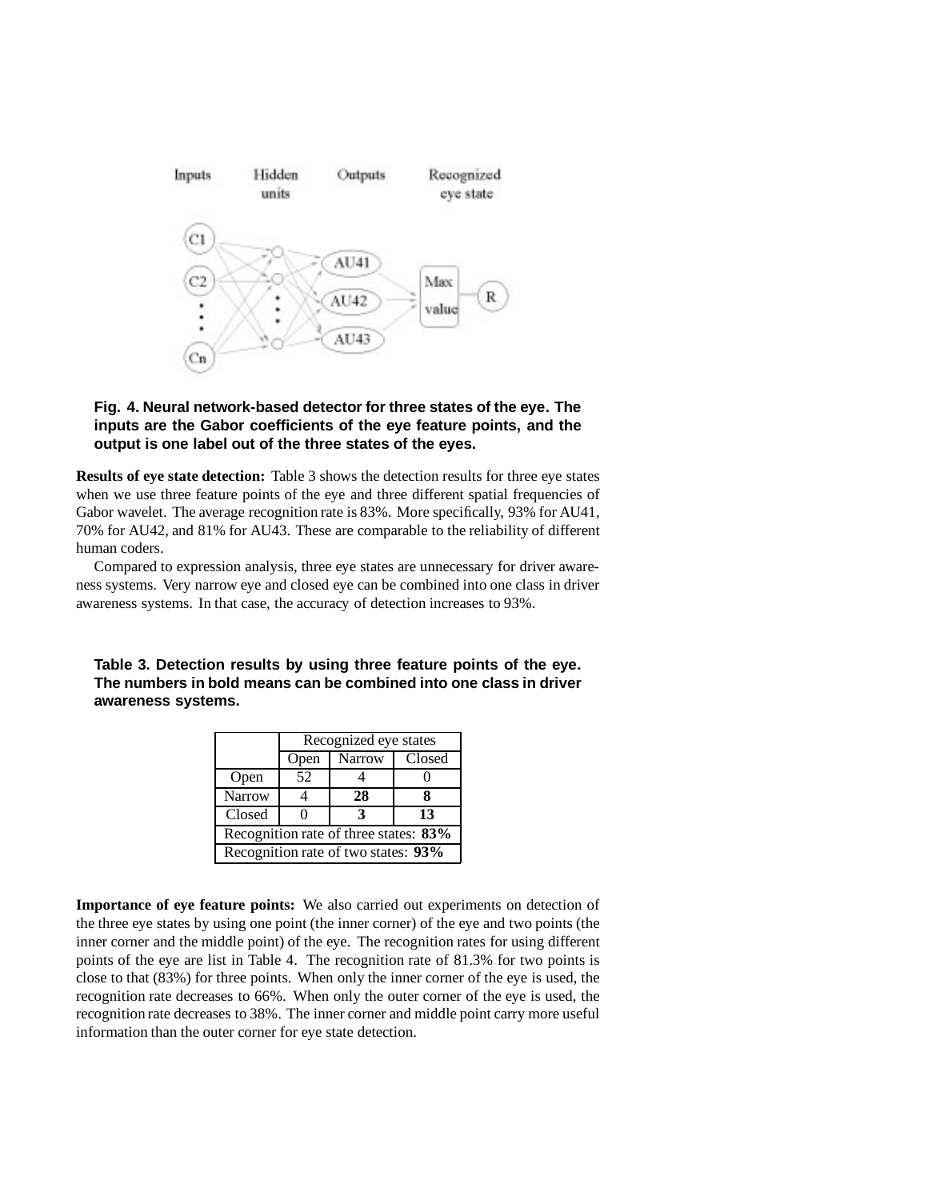Inputs

Hidden units

Outputs

Recognized eye state

C1

C2

Cn

AU41

AU42

AU43

Max value

R

**Fig. 4. Neural network-based detector for three states of the eye. The inputs are the Gabor coefficients of the eye feature points, and the output is one label out of the three states of the eyes.**

**Results of eye state detection:** Table 3 shows the detection results for three eye states when we use three feature points of the eye and three different spatial frequencies of Gabor wavelet. The average recognition rate is 83%. More specifically, 93% for AU41, 70% for AU42, and 81% for AU43. These are comparable to the reliability of different human coders.

Compared to expression analysis, three eye states are unnecessary for driver awareness systems. Very narrow eye and closed eye can be combined into one class in driver awareness systems. In that case, the accuracy of detection increases to 93%.

**Table 3. Detection results by using three feature points of the eye. The numbers in bold means can be combined into one class in driver awareness systems.**

| | Recognized eye states | | |
|---|---|---|---|
| | Open | Narrow | Closed |
| Open | 52 | 4 | 0 |
| Narrow | 4 | **28** | **8** |
| Closed | 0 | **3** | **13** |
| Recognition rate of three states: **83%** | | | |
| Recognition rate of two states: **93%** | | | |

**Importance of eye feature points:** We also carried out experiments on detection of the three eye states by using one point (the inner corner) of the eye and two points (the inner corner and the middle point) of the eye. The recognition rates for using different points of the eye are list in Table 4. The recognition rate of 81.3% for two points is close to that (83%) for three points. When only the inner corner of the eye is used, the recognition rate decreases to 66%. When only the outer corner of the eye is used, the recognition rate decreases to 38%. The inner corner and middle point carry more useful information than the outer corner for eye state detection.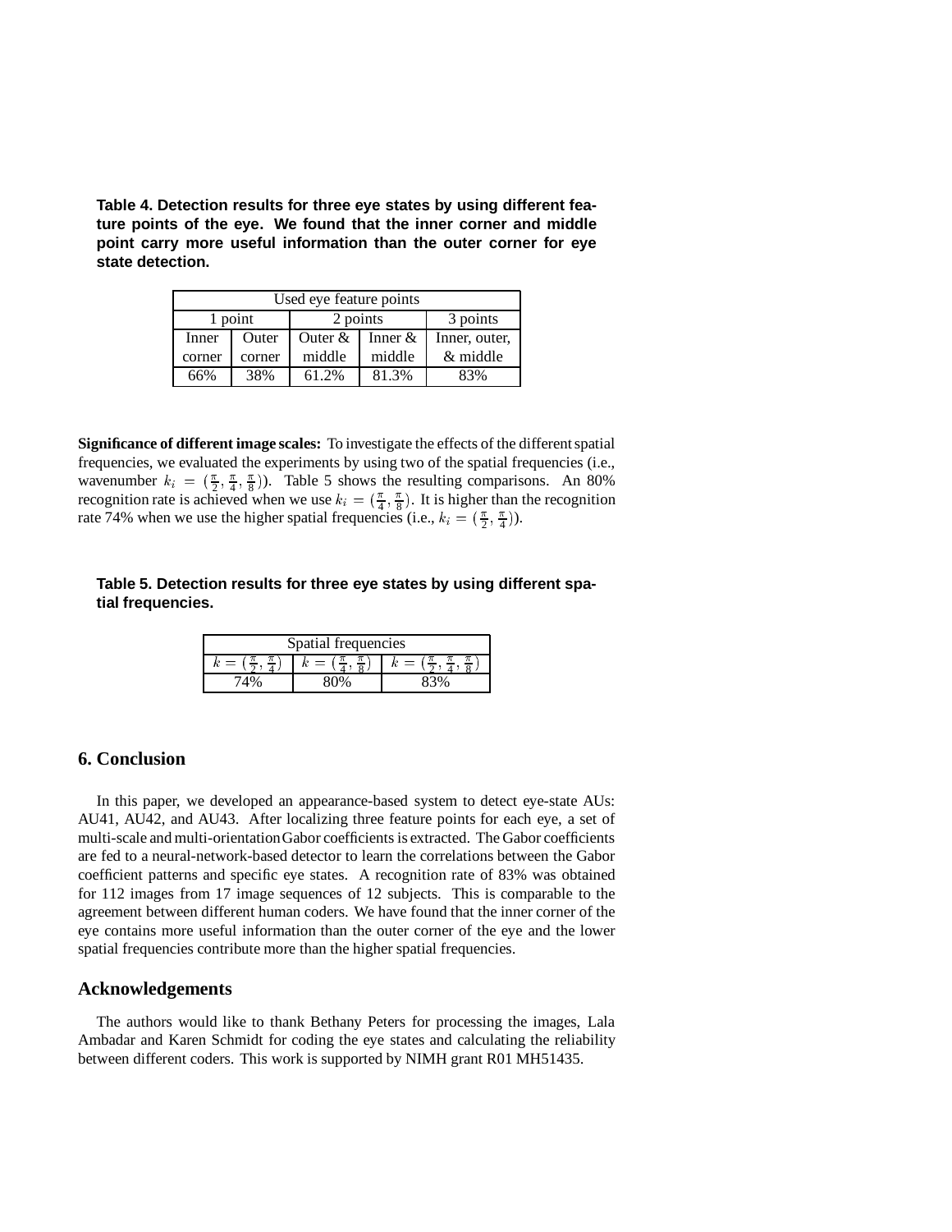**Table 4. Detection results for three eye states by using different feature points of the eye. We found that the inner corner and middle point carry more useful information than the outer corner for eye state detection.**

| Used eye feature points | | | | |
|---|---|---|---|---|
| 1 point | | 2 points | | 3 points |
| Inner corner | Outer corner | Outer & middle | Inner & middle | Inner, outer, & middle |
| 66% | 38% | 61.2% | 81.3% | 83% |

**Significance of different image scales:** To investigate the effects of the different spatial frequencies, we evaluated the experiments by using two of the spatial frequencies (i.e., wavenumber $k_i = (\frac{\pi}{2}, \frac{\pi}{4}, \frac{\pi}{8})$). Table 5 shows the resulting comparisons. An 80% recognition rate is achieved when we use $k_i = (\frac{\pi}{4}, \frac{\pi}{8})$. It is higher than the recognition rate 74% when we use the higher spatial frequencies (i.e., $k_i = (\frac{\pi}{2}, \frac{\pi}{4})$).

**Table 5. Detection results for three eye states by using different spatial frequencies.**

| Spatial frequencies | | |
|---|---|---|
| $k = (\frac{\pi}{2}, \frac{\pi}{4})$ | $k = (\frac{\pi}{4}, \frac{\pi}{8})$ | $k = (\frac{\pi}{2}, \frac{\pi}{4}, \frac{\pi}{8})$ |
| 74% | 80% | 83% |

## 6. Conclusion

In this paper, we developed an appearance-based system to detect eye-state AUs: AU41, AU42, and AU43. After localizing three feature points for each eye, a set of multi-scale and multi-orientation Gabor coefficients is extracted. The Gabor coefficients are fed to a neural-network-based detector to learn the correlations between the Gabor coefficient patterns and specific eye states. A recognition rate of 83% was obtained for 112 images from 17 image sequences of 12 subjects. This is comparable to the agreement between different human coders. We have found that the inner corner of the eye contains more useful information than the outer corner of the eye and the lower spatial frequencies contribute more than the higher spatial frequencies.

## Acknowledgements

The authors would like to thank Bethany Peters for processing the images, Lala Ambadar and Karen Schmidt for coding the eye states and calculating the reliability between different coders. This work is supported by NIMH grant R01 MH51435.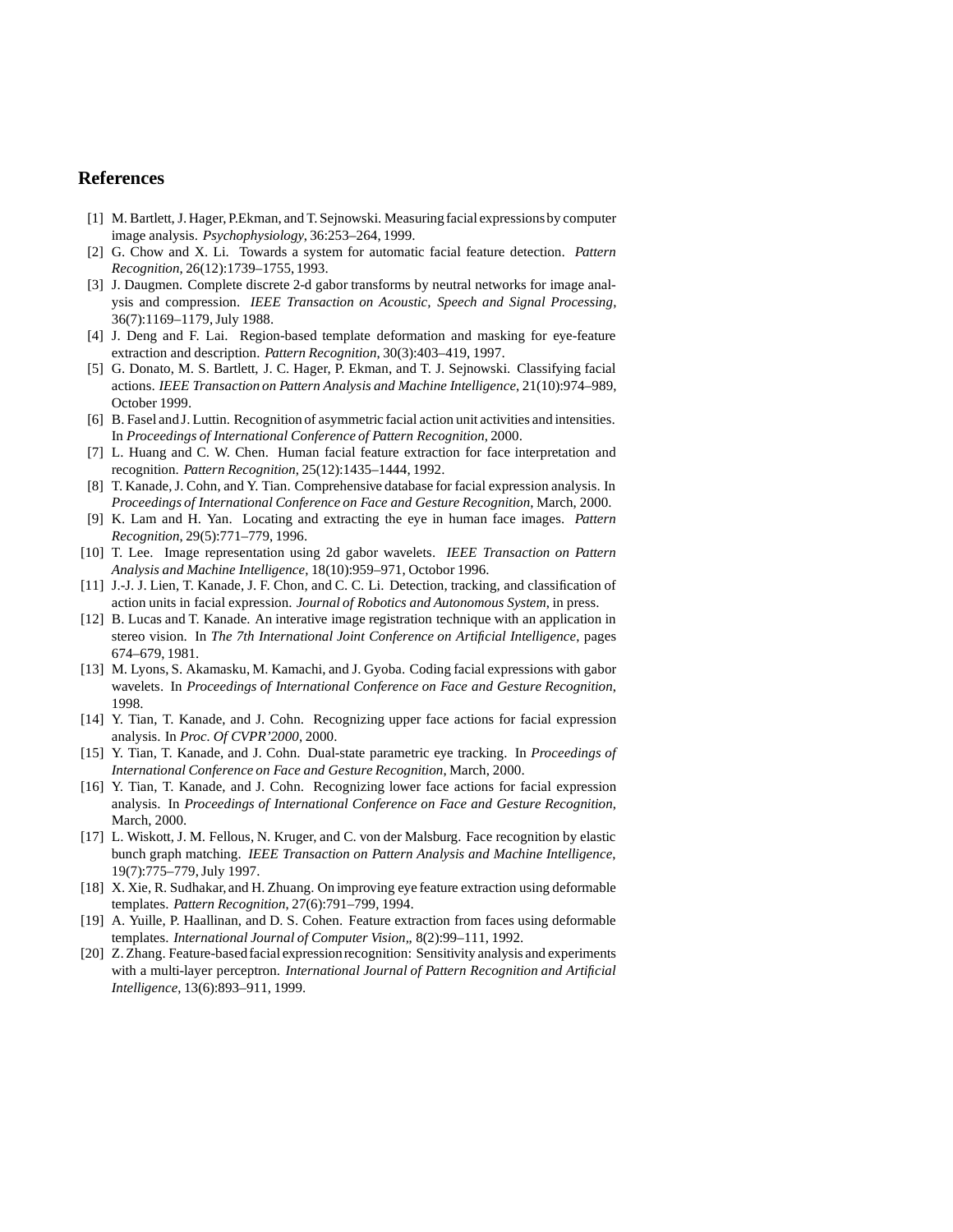## References

[1] M. Bartlett, J. Hager, P.Ekman, and T. Sejnowski. Measuring facial expressions by computer image analysis. *Psychophysiology*, 36:253–264, 1999.

[2] G. Chow and X. Li. Towards a system for automatic facial feature detection. *Pattern Recognition*, 26(12):1739–1755, 1993.

[3] J. Daugmen. Complete discrete 2-d gabor transforms by neutral networks for image analysis and compression. *IEEE Transaction on Acoustic, Speech and Signal Processing*, 36(7):1169–1179, July 1988.

[4] J. Deng and F. Lai. Region-based template deformation and masking for eye-feature extraction and description. *Pattern Recognition*, 30(3):403–419, 1997.

[5] G. Donato, M. S. Bartlett, J. C. Hager, P. Ekman, and T. J. Sejnowski. Classifying facial actions. *IEEE Transaction on Pattern Analysis and Machine Intelligence*, 21(10):974–989, October 1999.

[6] B. Fasel and J. Luttin. Recognition of asymmetric facial action unit activities and intensities. In *Proceedings of International Conference of Pattern Recognition*, 2000.

[7] L. Huang and C. W. Chen. Human facial feature extraction for face interpretation and recognition. *Pattern Recognition*, 25(12):1435–1444, 1992.

[8] T. Kanade, J. Cohn, and Y. Tian. Comprehensive database for facial expression analysis. In *Proceedings of International Conference on Face and Gesture Recognition*, March, 2000.

[9] K. Lam and H. Yan. Locating and extracting the eye in human face images. *Pattern Recognition*, 29(5):771–779, 1996.

[10] T. Lee. Image representation using 2d gabor wavelets. *IEEE Transaction on Pattern Analysis and Machine Intelligence*, 18(10):959–971, Octobor 1996.

[11] J.-J. J. Lien, T. Kanade, J. F. Chon, and C. C. Li. Detection, tracking, and classification of action units in facial expression. *Journal of Robotics and Autonomous System*, in press.

[12] B. Lucas and T. Kanade. An interative image registration technique with an application in stereo vision. In *The 7th International Joint Conference on Artificial Intelligence*, pages 674–679, 1981.

[13] M. Lyons, S. Akamasku, M. Kamachi, and J. Gyoba. Coding facial expressions with gabor wavelets. In *Proceedings of International Conference on Face and Gesture Recognition*, 1998.

[14] Y. Tian, T. Kanade, and J. Cohn. Recognizing upper face actions for facial expression analysis. In *Proc. Of CVPR'2000*, 2000.

[15] Y. Tian, T. Kanade, and J. Cohn. Dual-state parametric eye tracking. In *Proceedings of International Conference on Face and Gesture Recognition*, March, 2000.

[16] Y. Tian, T. Kanade, and J. Cohn. Recognizing lower face actions for facial expression analysis. In *Proceedings of International Conference on Face and Gesture Recognition*, March, 2000.

[17] L. Wiskott, J. M. Fellous, N. Kruger, and C. von der Malsburg. Face recognition by elastic bunch graph matching. *IEEE Transaction on Pattern Analysis and Machine Intelligence*, 19(7):775–779, July 1997.

[18] X. Xie, R. Sudhakar, and H. Zhuang. On improving eye feature extraction using deformable templates. *Pattern Recognition*, 27(6):791–799, 1994.

[19] A. Yuille, P. Haallinan, and D. S. Cohen. Feature extraction from faces using deformable templates. *International Journal of Computer Vision,*, 8(2):99–111, 1992.

[20] Z. Zhang. Feature-based facial expression recognition: Sensitivity analysis and experiments with a multi-layer perceptron. *International Journal of Pattern Recognition and Artificial Intelligence*, 13(6):893–911, 1999.